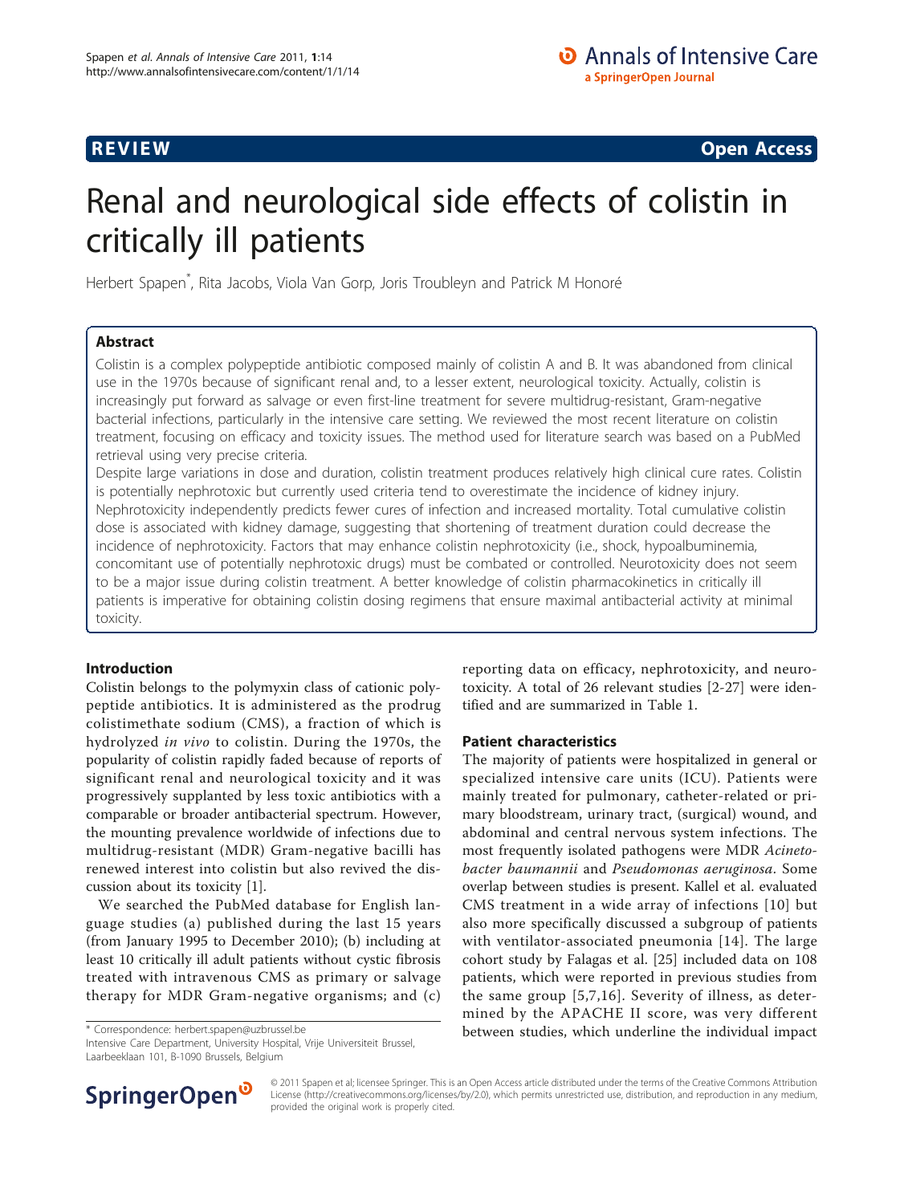**REVIEW** **Open Access**

# Renal and neurological side effects of colistin in critically ill patients

Herbert Spapen*, Rita Jacobs, Viola Van Gorp, Joris Troubleyn and Patrick M Honoré

## Abstract

Colistin is a complex polypeptide antibiotic composed mainly of colistin A and B. It was abandoned from clinical use in the 1970s because of significant renal and, to a lesser extent, neurological toxicity. Actually, colistin is increasingly put forward as salvage or even first-line treatment for severe multidrug-resistant, Gram-negative bacterial infections, particularly in the intensive care setting. We reviewed the most recent literature on colistin treatment, focusing on efficacy and toxicity issues. The method used for literature search was based on a PubMed retrieval using very precise criteria.

Despite large variations in dose and duration, colistin treatment produces relatively high clinical cure rates. Colistin is potentially nephrotoxic but currently used criteria tend to overestimate the incidence of kidney injury. Nephrotoxicity independently predicts fewer cures of infection and increased mortality. Total cumulative colistin dose is associated with kidney damage, suggesting that shortening of treatment duration could decrease the incidence of nephrotoxicity. Factors that may enhance colistin nephrotoxicity (i.e., shock, hypoalbuminemia, concomitant use of potentially nephrotoxic drugs) must be combated or controlled. Neurotoxicity does not seem to be a major issue during colistin treatment. A better knowledge of colistin pharmacokinetics in critically ill patients is imperative for obtaining colistin dosing regimens that ensure maximal antibacterial activity at minimal toxicity.

## Introduction

Colistin belongs to the polymyxin class of cationic polypeptide antibiotics. It is administered as the prodrug colistimethate sodium (CMS), a fraction of which is hydrolyzed *in vivo* to colistin. During the 1970s, the popularity of colistin rapidly faded because of reports of significant renal and neurological toxicity and it was progressively supplanted by less toxic antibiotics with a comparable or broader antibacterial spectrum. However, the mounting prevalence worldwide of infections due to multidrug-resistant (MDR) Gram-negative bacilli has renewed interest into colistin but also revived the discussion about its toxicity [1].

We searched the PubMed database for English language studies (a) published during the last 15 years (from January 1995 to December 2010); (b) including at least 10 critically ill adult patients without cystic fibrosis treated with intravenous CMS as primary or salvage therapy for MDR Gram-negative organisms; and (c) reporting data on efficacy, nephrotoxicity, and neurotoxicity. A total of 26 relevant studies [2-27] were identified and are summarized in Table 1.

## Patient characteristics

The majority of patients were hospitalized in general or specialized intensive care units (ICU). Patients were mainly treated for pulmonary, catheter-related or primary bloodstream, urinary tract, (surgical) wound, and abdominal and central nervous system infections. The most frequently isolated pathogens were MDR *Acinetobacter baumannii* and *Pseudomonas aeruginosa*. Some overlap between studies is present. Kallel et al. evaluated CMS treatment in a wide array of infections [10] but also more specifically discussed a subgroup of patients with ventilator-associated pneumonia [14]. The large cohort study by Falagas et al. [25] included data on 108 patients, which were reported in previous studies from the same group [5,7,16]. Severity of illness, as determined by the APACHE II score, was very different between studies, which underline the individual impact

\* Correspondence: herbert.spapen@uzbrussel.be
Intensive Care Department, University Hospital, Vrije Universiteit Brussel, Laarbeeklaan 101, B-1090 Brussels, Belgium

© 2011 Spapen et al; licensee Springer. This is an Open Access article distributed under the terms of the Creative Commons Attribution License (http://creativecommons.org/licenses/by/2.0), which permits unrestricted use, distribution, and reproduction in any medium, provided the original work is properly cited.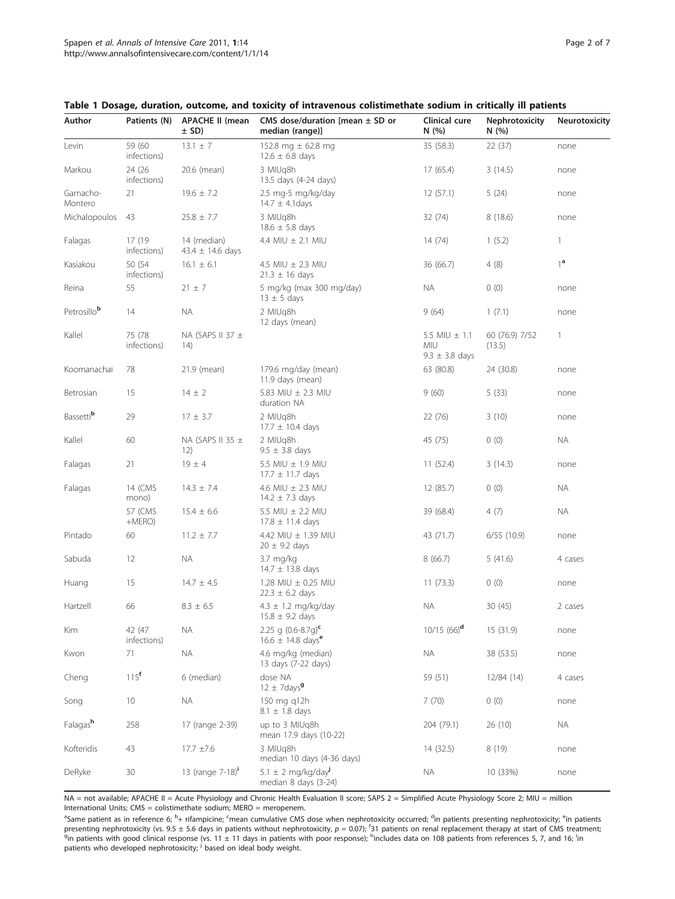**Table 1 Dosage, duration, outcome, and toxicity of intravenous colistimethate sodium in critically ill patients**

| Author | Patients (N) | APACHE II (mean ± SD) | CMS dose/duration [mean ± SD or median (range)] | Clinical cure N (%) | Nephrotoxicity N (%) | Neurotoxicity |
|---|---|---|---|---|---|---|
| Levin | 59 (60 infections) | 13.1 ± 7 | 152.8 mg ± 62.8 mg 12.6 ± 6.8 days | 35 (58.3) | 22 (37) | none |
| Markou | 24 (26 infections) | 20.6 (mean) | 3 MIUq8h 13.5 days (4-24 days) | 17 (65.4) | 3 (14.5) | none |
| Garnacho-Montero | 21 | 19.6 ± 7.2 | 2.5 mg-5 mg/kg/day 14.7 ± 4.1days | 12 (57.1) | 5 (24) | none |
| Michalopoulos | 43 | 25.8 ± 7.7 | 3 MIUq8h 18.6 ± 5.8 days | 32 (74) | 8 (18.6) | none |
| Falagas | 17 (19 infections) | 14 (median) 43.4 ± 14.6 days | 4.4 MIU ± 2.1 MIU | 14 (74) | 1 (5.2) | 1 |
| Kasiakou | 50 (54 infections) | 16.1 ± 6.1 | 4.5 MIU ± 2.3 MIU 21.3 ± 16 days | 36 (66.7) | 4 (8) | 1[a] |
| Reina | 55 | 21 ± 7 | 5 mg/kg (max 300 mg/day) 13 ± 5 days | NA | 0 (0) | none |
| Petrosillo[b] | 14 | NA | 2 MIUq8h 12 days (mean) | 9 (64) | 1 (7.1) | none |
| Kallel | 75 (78 infections) | NA (SAPS II 37 ± 14) | | 5.5 MIU ± 1.1 MIU 9.3 ± 3.8 days | 60 (76.9) 7/52 (13.5) | 1 |
| Koomanachai | 78 | 21.9 (mean) | 179.6 mg/day (mean) 11.9 days (mean) | 63 (80.8) | 24 (30.8) | none |
| Betrosian | 15 | 14 ± 2 | 5.83 MIU ± 2.3 MIU duration NA | 9 (60) | 5 (33) | none |
| Bassetti[b] | 29 | 17 ± 3.7 | 2 MIUq8h 17.7 ± 10.4 days | 22 (76) | 3 (10) | none |
| Kallel | 60 | NA (SAPS II 35 ± 12) | 2 MIUq8h 9.5 ± 3.8 days | 45 (75) | 0 (0) | NA |
| Falagas | 21 | 19 ± 4 | 5.5 MIU ± 1.9 MIU 17.7 ± 11.7 days | 11 (52.4) | 3 (14.3) | none |
| Falagas | 14 (CMS mono) | 14.3 ± 7.4 | 4.6 MIU ± 2.3 MIU 14.2 ± 7.3 days | 12 (85.7) | 0 (0) | NA |
| | 57 (CMS +MERO) | 15.4 ± 6.6 | 5.5 MIU ± 2.2 MIU 17.8 ± 11.4 days | 39 (68.4) | 4 (7) | NA |
| Pintado | 60 | 11.2 ± 7.7 | 4.42 MIU ± 1.39 MIU 20 ± 9.2 days | 43 (71.7) | 6/55 (10.9) | none |
| Sabuda | 12 | NA | 3.7 mg/kg 14.7 ± 13.8 days | 8 (66.7) | 5 (41.6) | 4 cases |
| Huang | 15 | 14.7 ± 4.5 | 1.28 MIU ± 0.25 MIU 22.3 ± 6.2 days | 11 (73.3) | 0 (0) | none |
| Hartzell | 66 | 8.3 ± 6.5 | 4.3 ± 1.2 mg/kg/day 15.8 ± 9.2 days | NA | 30 (45) | 2 cases |
| Kim | 42 (47 infections) | NA | 2.25 g (0.6-8.7g)[c] 16.6 ± 14.8 days[e] | 10/15 (66)[d] | 15 (31.9) | none |
| Kwon | 71 | NA | 4.6 mg/kg (median) 13 days (7-22 days) | NA | 38 (53.5) | none |
| Cheng | 115[f] | 6 (median) | dose NA 12 ± 7days[g] | 59 (51) | 12/84 (14) | 4 cases |
| Song | 10 | NA | 150 mg q12h 8.1 ± 1.8 days | 7 (70) | 0 (0) | none |
| Falagas[h] | 258 | 17 (range 2-39) | up to 3 MIUq8h mean 17.9 days (10-22) | 204 (79.1) | 26 (10) | NA |
| Kofteridis | 43 | 17.7 ±7.6 | 3 MIUq8h median 10 days (4-36 days) | 14 (32.5) | 8 (19) | none |
| DeRyke | 30 | 13 (range 7-18)[i] | 5.1 ± 2 mg/kg/day[j] median 8 days (3-24) | NA | 10 (33%) | none |

NA = not available; APACHE II = Acute Physiology and Chronic Health Evaluation II score; SAPS 2 = Simplified Acute Physiology Score 2; MIU = million International Units; CMS = colistimethate sodium; MERO = meropenem.

[a]Same patient as in reference 6; [b]+ rifampicine; [c]mean cumulative CMS dose when nephrotoxicity occurred; [d]in patients presenting nephrotoxicity; [e]in patients presenting nephrotoxicity (vs. 9.5 ± 5.6 days in patients without nephrotoxicity, $p = 0.07$); [f]31 patients on renal replacement therapy at start of CMS treatment; [g]in patients with good clinical response (vs. 11 ± 11 days in patients with poor response); [h]includes data on 108 patients from references 5, 7, and 16; [i]in patients who developed nephrotoxicity; [j] based on ideal body weight.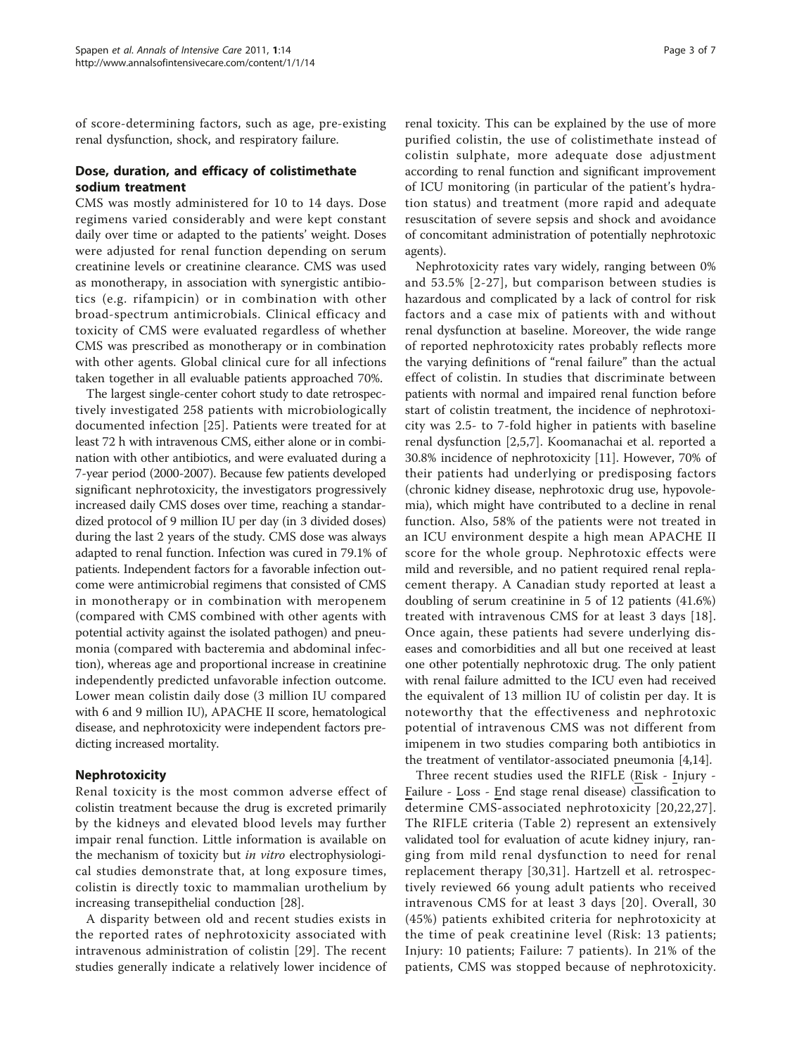of score-determining factors, such as age, pre-existing renal dysfunction, shock, and respiratory failure.

## Dose, duration, and efficacy of colistimethate sodium treatment

CMS was mostly administered for 10 to 14 days. Dose regimens varied considerably and were kept constant daily over time or adapted to the patients' weight. Doses were adjusted for renal function depending on serum creatinine levels or creatinine clearance. CMS was used as monotherapy, in association with synergistic antibiotics (e.g. rifampicin) or in combination with other broad-spectrum antimicrobials. Clinical efficacy and toxicity of CMS were evaluated regardless of whether CMS was prescribed as monotherapy or in combination with other agents. Global clinical cure for all infections taken together in all evaluable patients approached 70%.

The largest single-center cohort study to date retrospectively investigated 258 patients with microbiologically documented infection [25]. Patients were treated for at least 72 h with intravenous CMS, either alone or in combination with other antibiotics, and were evaluated during a 7-year period (2000-2007). Because few patients developed significant nephrotoxicity, the investigators progressively increased daily CMS doses over time, reaching a standardized protocol of 9 million IU per day (in 3 divided doses) during the last 2 years of the study. CMS dose was always adapted to renal function. Infection was cured in 79.1% of patients. Independent factors for a favorable infection outcome were antimicrobial regimens that consisted of CMS in monotherapy or in combination with meropenem (compared with CMS combined with other agents with potential activity against the isolated pathogen) and pneumonia (compared with bacteremia and abdominal infection), whereas age and proportional increase in creatinine independently predicted unfavorable infection outcome. Lower mean colistin daily dose (3 million IU compared with 6 and 9 million IU), APACHE II score, hematological disease, and nephrotoxicity were independent factors predicting increased mortality.

## Nephrotoxicity

Renal toxicity is the most common adverse effect of colistin treatment because the drug is excreted primarily by the kidneys and elevated blood levels may further impair renal function. Little information is available on the mechanism of toxicity but *in vitro* electrophysiological studies demonstrate that, at long exposure times, colistin is directly toxic to mammalian urothelium by increasing transepithelial conduction [28].

A disparity between old and recent studies exists in the reported rates of nephrotoxicity associated with intravenous administration of colistin [29]. The recent studies generally indicate a relatively lower incidence of renal toxicity. This can be explained by the use of more purified colistin, the use of colistimethate instead of colistin sulphate, more adequate dose adjustment according to renal function and significant improvement of ICU monitoring (in particular of the patient's hydration status) and treatment (more rapid and adequate resuscitation of severe sepsis and shock and avoidance of concomitant administration of potentially nephrotoxic agents).

Nephrotoxicity rates vary widely, ranging between 0% and 53.5% [2-27], but comparison between studies is hazardous and complicated by a lack of control for risk factors and a case mix of patients with and without renal dysfunction at baseline. Moreover, the wide range of reported nephrotoxicity rates probably reflects more the varying definitions of "renal failure" than the actual effect of colistin. In studies that discriminate between patients with normal and impaired renal function before start of colistin treatment, the incidence of nephrotoxicity was 2.5- to 7-fold higher in patients with baseline renal dysfunction [2,5,7]. Koomanachai et al. reported a 30.8% incidence of nephrotoxicity [11]. However, 70% of their patients had underlying or predisposing factors (chronic kidney disease, nephrotoxic drug use, hypovolemia), which might have contributed to a decline in renal function. Also, 58% of the patients were not treated in an ICU environment despite a high mean APACHE II score for the whole group. Nephrotoxic effects were mild and reversible, and no patient required renal replacement therapy. A Canadian study reported at least a doubling of serum creatinine in 5 of 12 patients (41.6%) treated with intravenous CMS for at least 3 days [18]. Once again, these patients had severe underlying diseases and comorbidities and all but one received at least one other potentially nephrotoxic drug. The only patient with renal failure admitted to the ICU even had received the equivalent of 13 million IU of colistin per day. It is noteworthy that the effectiveness and nephrotoxic potential of intravenous CMS was not different from imipenem in two studies comparing both antibiotics in the treatment of ventilator-associated pneumonia [4,14].

Three recent studies used the RIFLE (Risk - Injury - Failure - Loss - End stage renal disease) classification to determine CMS-associated nephrotoxicity [20,22,27]. The RIFLE criteria (Table 2) represent an extensively validated tool for evaluation of acute kidney injury, ranging from mild renal dysfunction to need for renal replacement therapy [30,31]. Hartzell et al. retrospectively reviewed 66 young adult patients who received intravenous CMS for at least 3 days [20]. Overall, 30 (45%) patients exhibited criteria for nephrotoxicity at the time of peak creatinine level (Risk: 13 patients; Injury: 10 patients; Failure: 7 patients). In 21% of the patients, CMS was stopped because of nephrotoxicity.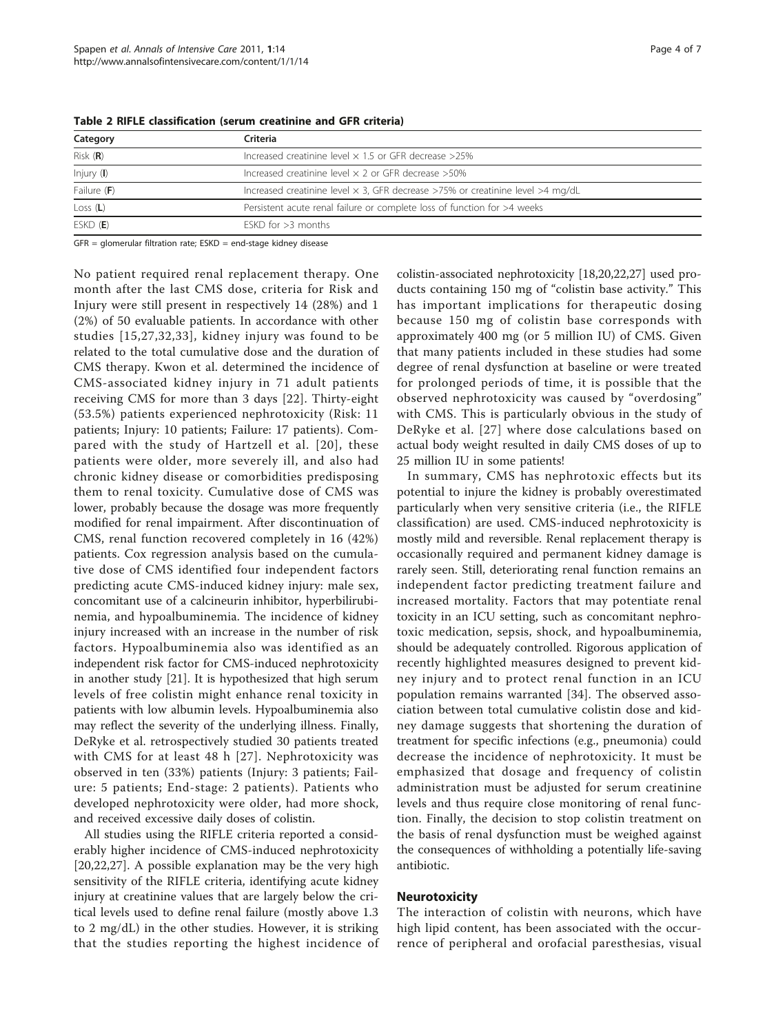**Table 2 RIFLE classification (serum creatinine and GFR criteria)**

| Category | Criteria |
| --- | --- |
| Risk (**R**) | Increased creatinine level × 1.5 or GFR decrease >25% |
| Injury (**I**) | Increased creatinine level × 2 or GFR decrease >50% |
| Failure (**F**) | Increased creatinine level × 3, GFR decrease >75% or creatinine level >4 mg/dL |
| Loss (**L**) | Persistent acute renal failure or complete loss of function for >4 weeks |
| ESKD (**E**) | ESKD for >3 months |

GFR = glomerular filtration rate; ESKD = end-stage kidney disease

No patient required renal replacement therapy. One month after the last CMS dose, criteria for Risk and Injury were still present in respectively 14 (28%) and 1 (2%) of 50 evaluable patients. In accordance with other studies [15,27,32,33], kidney injury was found to be related to the total cumulative dose and the duration of CMS therapy. Kwon et al. determined the incidence of CMS-associated kidney injury in 71 adult patients receiving CMS for more than 3 days [22]. Thirty-eight (53.5%) patients experienced nephrotoxicity (Risk: 11 patients; Injury: 10 patients; Failure: 17 patients). Compared with the study of Hartzell et al. [20], these patients were older, more severely ill, and also had chronic kidney disease or comorbidities predisposing them to renal toxicity. Cumulative dose of CMS was lower, probably because the dosage was more frequently modified for renal impairment. After discontinuation of CMS, renal function recovered completely in 16 (42%) patients. Cox regression analysis based on the cumulative dose of CMS identified four independent factors predicting acute CMS-induced kidney injury: male sex, concomitant use of a calcineurin inhibitor, hyperbilirubinemia, and hypoalbuminemia. The incidence of kidney injury increased with an increase in the number of risk factors. Hypoalbuminemia also was identified as an independent risk factor for CMS-induced nephrotoxicity in another study [21]. It is hypothesized that high serum levels of free colistin might enhance renal toxicity in patients with low albumin levels. Hypoalbuminemia also may reflect the severity of the underlying illness. Finally, DeRyke et al. retrospectively studied 30 patients treated with CMS for at least 48 h [27]. Nephrotoxicity was observed in ten (33%) patients (Injury: 3 patients; Failure: 5 patients; End-stage: 2 patients). Patients who developed nephrotoxicity were older, had more shock, and received excessive daily doses of colistin.

All studies using the RIFLE criteria reported a considerably higher incidence of CMS-induced nephrotoxicity [20,22,27]. A possible explanation may be the very high sensitivity of the RIFLE criteria, identifying acute kidney injury at creatinine values that are largely below the critical levels used to define renal failure (mostly above 1.3 to 2 mg/dL) in the other studies. However, it is striking that the studies reporting the highest incidence of colistin-associated nephrotoxicity [18,20,22,27] used products containing 150 mg of "colistin base activity." This has important implications for therapeutic dosing because 150 mg of colistin base corresponds with approximately 400 mg (or 5 million IU) of CMS. Given that many patients included in these studies had some degree of renal dysfunction at baseline or were treated for prolonged periods of time, it is possible that the observed nephrotoxicity was caused by "overdosing" with CMS. This is particularly obvious in the study of DeRyke et al. [27] where dose calculations based on actual body weight resulted in daily CMS doses of up to 25 million IU in some patients!

In summary, CMS has nephrotoxic effects but its potential to injure the kidney is probably overestimated particularly when very sensitive criteria (i.e., the RIFLE classification) are used. CMS-induced nephrotoxicity is mostly mild and reversible. Renal replacement therapy is occasionally required and permanent kidney damage is rarely seen. Still, deteriorating renal function remains an independent factor predicting treatment failure and increased mortality. Factors that may potentiate renal toxicity in an ICU setting, such as concomitant nephrotoxic medication, sepsis, shock, and hypoalbuminemia, should be adequately controlled. Rigorous application of recently highlighted measures designed to prevent kidney injury and to protect renal function in an ICU population remains warranted [34]. The observed association between total cumulative colistin dose and kidney damage suggests that shortening the duration of treatment for specific infections (e.g., pneumonia) could decrease the incidence of nephrotoxicity. It must be emphasized that dosage and frequency of colistin administration must be adjusted for serum creatinine levels and thus require close monitoring of renal function. Finally, the decision to stop colistin treatment on the basis of renal dysfunction must be weighed against the consequences of withholding a potentially life-saving antibiotic.

## Neurotoxicity

The interaction of colistin with neurons, which have high lipid content, has been associated with the occurrence of peripheral and orofacial paresthesias, visual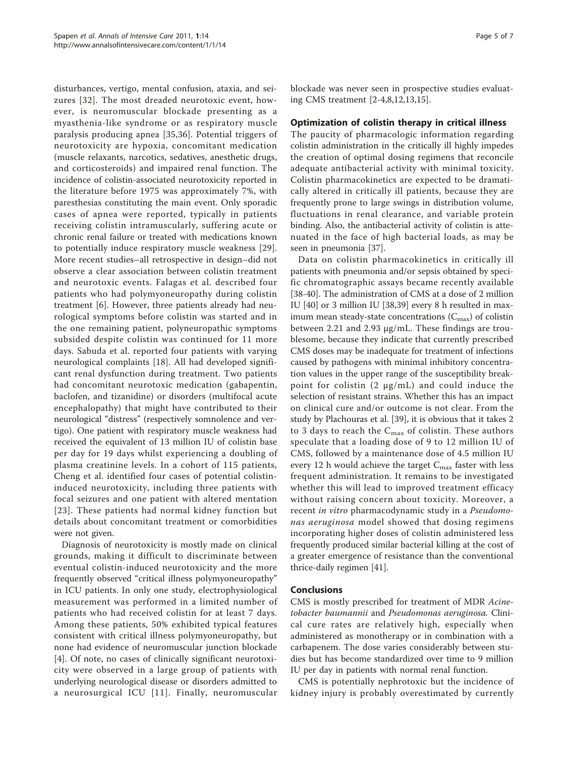disturbances, vertigo, mental confusion, ataxia, and seizures [32]. The most dreaded neurotoxic event, however, is neuromuscular blockade presenting as a myasthenia-like syndrome or as respiratory muscle paralysis producing apnea [35,36]. Potential triggers of neurotoxicity are hypoxia, concomitant medication (muscle relaxants, narcotics, sedatives, anesthetic drugs, and corticosteroids) and impaired renal function. The incidence of colistin-associated neurotoxicity reported in the literature before 1975 was approximately 7%, with paresthesias constituting the main event. Only sporadic cases of apnea were reported, typically in patients receiving colistin intramuscularly, suffering acute or chronic renal failure or treated with medications known to potentially induce respiratory muscle weakness [29]. More recent studies–all retrospective in design–did not observe a clear association between colistin treatment and neurotoxic events. Falagas et al. described four patients who had polymyoneuropathy during colistin treatment [6]. However, three patients already had neurological symptoms before colistin was started and in the one remaining patient, polyneuropathic symptoms subsided despite colistin was continued for 11 more days. Sabuda et al. reported four patients with varying neurological complaints [18]. All had developed significant renal dysfunction during treatment. Two patients had concomitant neurotoxic medication (gabapentin, baclofen, and tizanidine) or disorders (multifocal acute encephalopathy) that might have contributed to their neurological "distress" (respectively somnolence and vertigo). One patient with respiratory muscle weakness had received the equivalent of 13 million IU of colistin base per day for 19 days whilst experiencing a doubling of plasma creatinine levels. In a cohort of 115 patients, Cheng et al. identified four cases of potential colistin-induced neurotoxicity, including three patients with focal seizures and one patient with altered mentation [23]. These patients had normal kidney function but details about concomitant treatment or comorbidities were not given.

Diagnosis of neurotoxicity is mostly made on clinical grounds, making it difficult to discriminate between eventual colistin-induced neurotoxicity and the more frequently observed "critical illness polymyoneuropathy" in ICU patients. In only one study, electrophysiological measurement was performed in a limited number of patients who had received colistin for at least 7 days. Among these patients, 50% exhibited typical features consistent with critical illness polymyoneuropathy, but none had evidence of neuromuscular junction blockade [4]. Of note, no cases of clinically significant neurotoxicity were observed in a large group of patients with underlying neurological disease or disorders admitted to a neurosurgical ICU [11]. Finally, neuromuscular blockade was never seen in prospective studies evaluating CMS treatment [2-4,8,12,13,15].

## Optimization of colistin therapy in critical illness

The paucity of pharmacologic information regarding colistin administration in the critically ill highly impedes the creation of optimal dosing regimens that reconcile adequate antibacterial activity with minimal toxicity. Colistin pharmacokinetics are expected to be dramatically altered in critically ill patients, because they are frequently prone to large swings in distribution volume, fluctuations in renal clearance, and variable protein binding. Also, the antibacterial activity of colistin is attenuated in the face of high bacterial loads, as may be seen in pneumonia [37].

Data on colistin pharmacokinetics in critically ill patients with pneumonia and/or sepsis obtained by specific chromatographic assays became recently available [38-40]. The administration of CMS at a dose of 2 million IU [40] or 3 million IU [38,39] every 8 h resulted in maximum mean steady-state concentrations ($C_{max}$) of colistin between 2.21 and 2.93 μg/mL. These findings are troublesome, because they indicate that currently prescribed CMS doses may be inadequate for treatment of infections caused by pathogens with minimal inhibitory concentration values in the upper range of the susceptibility breakpoint for colistin (2 μg/mL) and could induce the selection of resistant strains. Whether this has an impact on clinical cure and/or outcome is not clear. From the study by Plachouras et al. [39], it is obvious that it takes 2 to 3 days to reach the $C_{max}$ of colistin. These authors speculate that a loading dose of 9 to 12 million IU of CMS, followed by a maintenance dose of 4.5 million IU every 12 h would achieve the target $C_{max}$ faster with less frequent administration. It remains to be investigated whether this will lead to improved treatment efficacy without raising concern about toxicity. Moreover, a recent *in vitro* pharmacodynamic study in a *Pseudomonas aeruginosa* model showed that dosing regimens incorporating higher doses of colistin administered less frequently produced similar bacterial killing at the cost of a greater emergence of resistance than the conventional thrice-daily regimen [41].

## Conclusions

CMS is mostly prescribed for treatment of MDR *Acinetobacter baumannii* and *Pseudomonas aeruginosa*. Clinical cure rates are relatively high, especially when administered as monotherapy or in combination with a carbapenem. The dose varies considerably between studies but has become standardized over time to 9 million IU per day in patients with normal renal function.

CMS is potentially nephrotoxic but the incidence of kidney injury is probably overestimated by currently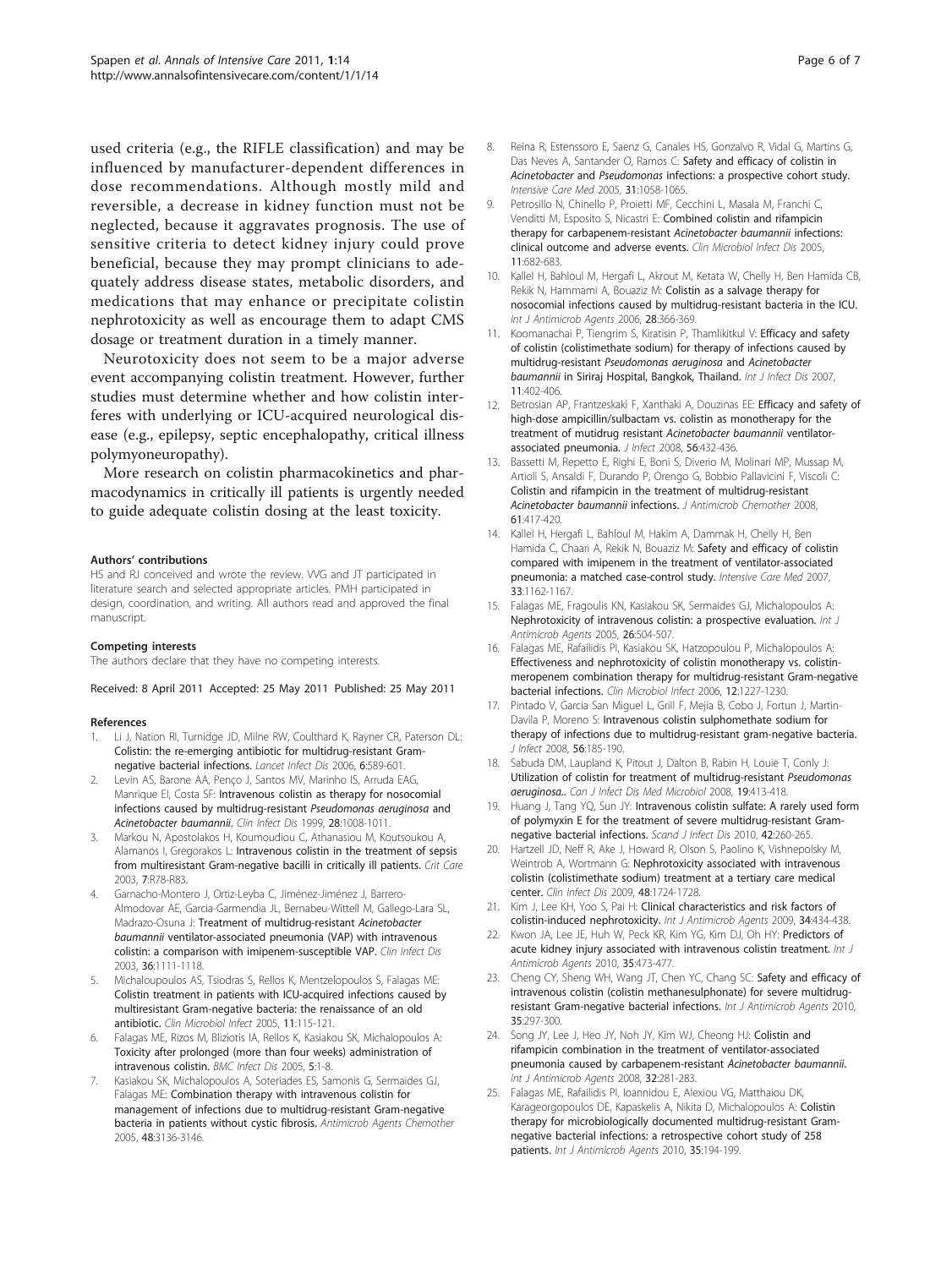used criteria (e.g., the RIFLE classification) and may be influenced by manufacturer-dependent differences in dose recommendations. Although mostly mild and reversible, a decrease in kidney function must not be neglected, because it aggravates prognosis. The use of sensitive criteria to detect kidney injury could prove beneficial, because they may prompt clinicians to adequately address disease states, metabolic disorders, and medications that may enhance or precipitate colistin nephrotoxicity as well as encourage them to adapt CMS dosage or treatment duration in a timely manner.

Neurotoxicity does not seem to be a major adverse event accompanying colistin treatment. However, further studies must determine whether and how colistin interferes with underlying or ICU-acquired neurological disease (e.g., epilepsy, septic encephalopathy, critical illness polymyoneuropathy).

More research on colistin pharmacokinetics and pharmacodynamics in critically ill patients is urgently needed to guide adequate colistin dosing at the least toxicity.

#### Authors' contributions

HS and RJ conceived and wrote the review. VVG and JT participated in literature search and selected appropriate articles. PMH participated in design, coordination, and writing. All authors read and approved the final manuscript.

#### Competing interests

The authors declare that they have no competing interests.

Received: 8 April 2011 Accepted: 25 May 2011 Published: 25 May 2011

#### References

1. Li J, Nation RI, Turnidge JD, Milne RW, Coulthard K, Rayner CR, Paterson DL: **Colistin: the re-emerging antibiotic for multidrug-resistant Gram-negative bacterial infections.** *Lancet Infect Dis* 2006, **6**:589-601.
2. Levin AS, Barone AA, Penço J, Santos MV, Marinho IS, Arruda EAG, Manrique EI, Costa SF: **Intravenous colistin as therapy for nosocomial infections caused by multidrug-resistant *Pseudomonas aeruginosa* and *Acinetobacter baumannii*.** *Clin Infect Dis* 1999, **28**:1008-1011.
3. Markou N, Apostolakos H, Koumoudiou C, Athanasiou M, Koutsoukou A, Alamanos I, Gregorakos L: **Intravenous colistin in the treatment of sepsis from multiresistant Gram-negative bacilli in critically ill patients.** *Crit Care* 2003, **7**:R78-R83.
4. Garnacho-Montero J, Ortiz-Leyba C, Jiménez-Jiménez J, Barrero-Almodovar AE, Garcia-Garmendia JL, Bernabeu-Wittell M, Gallego-Lara SL, Madrazo-Osuna J: **Treatment of multidrug-resistant *Acinetobacter baumannii* ventilator-associated pneumonia (VAP) with intravenous colistin: a comparison with imipenem-susceptible VAP.** *Clin Infect Dis* 2003, **36**:1111-1118.
5. Michaloupoulos AS, Tsiodras S, Rellos K, Mentzelopoulos S, Falagas ME: **Colistin treatment in patients with ICU-acquired infections caused by multiresistant Gram-negative bacteria: the renaissance of an old antibiotic.** *Clin Microbiol Infect* 2005, **11**:115-121.
6. Falagas ME, Rizos M, Bliziotis IA, Rellos K, Kasiakou SK, Michalopoulos A: **Toxicity after prolonged (more than four weeks) administration of intravenous colistin.** *BMC Infect Dis* 2005, **5**:1-8.
7. Kasiakou SK, Michalopoulos A, Soteriades ES, Samonis G, Sermaides GJ, Falagas ME: **Combination therapy with intravenous colistin for management of infections due to multidrug-resistant Gram-negative bacteria in patients without cystic fibrosis.** *Antimicrob Agents Chemother* 2005, **48**:3136-3146.
8. Reina R, Estenssoro E, Saenz G, Canales HS, Gonzalvo R, Vidal G, Martins G, Das Neves A, Santander O, Ramos C: **Safety and efficacy of colistin in *Acinetobacter* and *Pseudomonas* infections: a prospective cohort study.** *Intensive Care Med* 2005, **31**:1058-1065.
9. Petrosillo N, Chinello P, Proietti MF, Cecchini L, Masala M, Franchi C, Venditti M, Esposito S, Nicastri E: **Combined colistin and rifampicin therapy for carbapenem-resistant *Acinetobacter baumannii* infections: clinical outcome and adverse events.** *Clin Microbiol Infect Dis* 2005, **11**:682-683.
10. Kallel H, Bahloul M, Hergafi L, Akrout M, Ketata W, Chelly H, Ben Hamida CB, Rekik N, Hammami A, Bouaziz M: **Colistin as a salvage therapy for nosocomial infections caused by multidrug-resistant bacteria in the ICU.** *Int J Antimicrob Agents* 2006, **28**:366-369.
11. Koomanachai P, Tiengrim S, Kiratisin P, Thamlikitkul V: **Efficacy and safety of colistin (colistimethate sodium) for therapy of infections caused by multidrug-resistant *Pseudomonas aeruginosa* and *Acinetobacter baumannii* in Siriraj Hospital, Bangkok, Thailand.** *Int J Infect Dis* 2007, **11**:402-406.
12. Betrosian AP, Frantzeskaki F, Xanthaki A, Douzinas EE: **Efficacy and safety of high-dose ampicillin/sulbactam vs. colistin as monotherapy for the treatment of mutidrug resistant *Acinetobacter baumannii* ventilator-associated pneumonia.** *J Infect* 2008, **56**:432-436.
13. Bassetti M, Repetto E, Righi E, Boni S, Diverio M, Molinari MP, Mussap M, Artioli S, Ansaldi F, Durando P, Orengo G, Bobbio Pallavicini F, Viscoli C: **Colistin and rifampicin in the treatment of multidrug-resistant *Acinetobacter baumannii* infections.** *J Antimicrob Chemother* 2008, **61**:417-420.
14. Kallel H, Hergafi L, Bahloul M, Hakim A, Dammak H, Chelly H, Ben Hamida C, Chaari A, Rekik N, Bouaziz M: **Safety and efficacy of colistin compared with imipenem in the treatment of ventilator-associated pneumonia: a matched case-control study.** *Intensive Care Med* 2007, **33**:1162-1167.
15. Falagas ME, Fragoulis KN, Kasiakou SK, Sermaides GJ, Michalopoulos A: **Nephrotoxicity of intravenous colistin: a prospective evaluation.** *Int J Antimicrob Agents* 2005, **26**:504-507.
16. Falagas ME, Rafailidis PI, Kasiakou SK, Hatzopoulou P, Michalopoulos A: **Effectiveness and nephrotoxicity of colistin monotherapy vs. colistin-meropenem combination therapy for multidrug-resistant Gram-negative bacterial infections.** *Clin Microbiol Infect* 2006, **12**:1227-1230.
17. Pintado V, Garcia San Miguel L, Grill F, Mejia B, Cobo J, Fortun J, Martin-Davila P, Moreno S: **Intravenous colistin sulphomethate sodium for therapy of infections due to multidrug-resistant gram-negative bacteria.** *J Infect* 2008, **56**:185-190.
18. Sabuda DM, Laupland K, Pitout J, Dalton B, Rabin H, Louie T, Conly J: **Utilization of colistin for treatment of multidrug-resistant *Pseudomonas aeruginosa*..** *Can J Infect Dis Med Microbiol* 2008, **19**:413-418.
19. Huang J, Tang YQ, Sun JY: **Intravenous colistin sulfate: A rarely used form of polymyxin E for the treatment of severe multidrug-resistant Gram-negative bacterial infections.** *Scand J Infect Dis* 2010, **42**:260-265.
20. Hartzell JD, Neff R, Ake J, Howard R, Olson S, Paolino K, Vishnepolsky M, Weintrob A, Wortmann G: **Nephrotoxicity associated with intravenous colistin (colistimethate sodium) treatment at a tertiary care medical center.** *Clin Infect Dis* 2009, **48**:1724-1728.
21. Kim J, Lee KH, Yoo S, Pai H: **Clinical characteristics and risk factors of colistin-induced nephrotoxicity.** *Int J Antimicrob Agents* 2009, **34**:434-438.
22. Kwon JA, Lee JE, Huh W, Peck KR, Kim YG, Kim DJ, Oh HY: **Predictors of acute kidney injury associated with intravenous colistin treatment.** *Int J Antimicrob Agents* 2010, **35**:473-477.
23. Cheng CY, Sheng WH, Wang JT, Chen YC, Chang SC: **Safety and efficacy of intravenous colistin (colistin methanesulphonate) for severe multidrug-resistant Gram-negative bacterial infections.** *Int J Antimicrob Agents* 2010, **35**:297-300.
24. Song JY, Lee J, Heo JY, Noh JY, Kim WJ, Cheong HJ: **Colistin and rifampicin combination in the treatment of ventilator-associated pneumonia caused by carbapenem-resistant *Acinetobacter baumannii*.** *Int J Antimicrob Agents* 2008, **32**:281-283.
25. Falagas ME, Rafailidis PI, Ioannidou E, Alexiou VG, Matthaiou DK, Karageorgopoulos DE, Kapaskelis A, Nikita D, Michalopoulos A: **Colistin therapy for microbiologically documented multidrug-resistant Gram-negative bacterial infections: a retrospective cohort study of 258 patients.** *Int J Antimicrob Agents* 2010, **35**:194-199.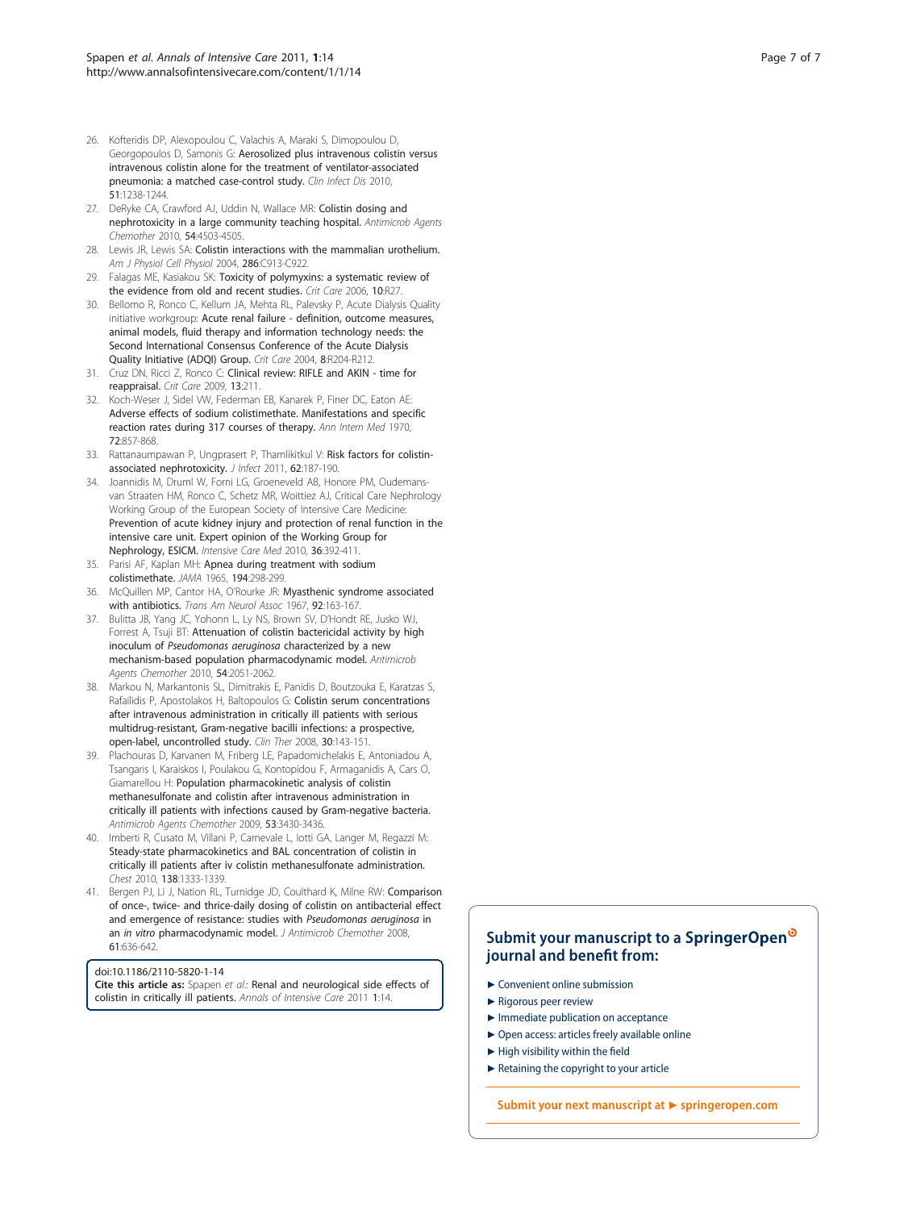26. Kofteridis DP, Alexopoulou C, Valachis A, Maraki S, Dimopoulou D, Georgopoulos D, Samonis G: **Aerosolized plus intravenous colistin versus intravenous colistin alone for the treatment of ventilator-associated pneumonia: a matched case-control study.** *Clin Infect Dis* 2010, **51**:1238-1244.
27. DeRyke CA, Crawford AJ, Uddin N, Wallace MR: **Colistin dosing and nephrotoxicity in a large community teaching hospital.** *Antimicrob Agents Chemother* 2010, **54**:4503-4505.
28. Lewis JR, Lewis SA: **Colistin interactions with the mammalian urothelium.** *Am J Physiol Cell Physiol* 2004, **286**:C913-C922.
29. Falagas ME, Kasiakou SK: **Toxicity of polymyxins: a systematic review of the evidence from old and recent studies.** *Crit Care* 2006, **10**:R27.
30. Bellomo R, Ronco C, Kellum JA, Mehta RL, Palevsky P, Acute Dialysis Quality initiative workgroup: **Acute renal failure - definition, outcome measures, animal models, fluid therapy and information technology needs: the Second International Consensus Conference of the Acute Dialysis Quality Initiative (ADQI) Group.** *Crit Care* 2004, **8**:R204-R212.
31. Cruz DN, Ricci Z, Ronco C: **Clinical review: RIFLE and AKIN - time for reappraisal.** *Crit Care* 2009, **13**:211.
32. Koch-Weser J, Sidel VW, Federman EB, Kanarek P, Finer DC, Eaton AE: **Adverse effects of sodium colistimethate. Manifestations and specific reaction rates during 317 courses of therapy.** *Ann Intern Med* 1970, **72**:857-868.
33. Rattanaumpawan P, Ungprasert P, Thamlikitkul V: **Risk factors for colistin-associated nephrotoxicity.** *J Infect* 2011, **62**:187-190.
34. Joannidis M, Druml W, Forni LG, Groeneveld AB, Honore PM, Oudemans-van Straaten HM, Ronco C, Schetz MR, Woittiez AJ, Critical Care Nephrology Working Group of the European Society of Intensive Care Medicine: **Prevention of acute kidney injury and protection of renal function in the intensive care unit. Expert opinion of the Working Group for Nephrology, ESICM.** *Intensive Care Med* 2010, **36**:392-411.
35. Parisi AF, Kaplan MH: **Apnea during treatment with sodium colistimethate.** *JAMA* 1965, **194**:298-299.
36. McQuillen MP, Cantor HA, O'Rourke JR: **Myasthenic syndrome associated with antibiotics.** *Trans Am Neurol Assoc* 1967, **92**:163-167.
37. Bulitta JB, Yang JC, Yohonn L, Ly NS, Brown SV, D'Hondt RE, Jusko WJ, Forrest A, Tsuji BT: **Attenuation of colistin bactericidal activity by high inoculum of *Pseudomonas aeruginosa* characterized by a new mechanism-based population pharmacodynamic model.** *Antimicrob Agents Chemother* 2010, **54**:2051-2062.
38. Markou N, Markantonis SL, Dimitrakis E, Panidis D, Boutzouka E, Karatzas S, Rafailidis P, Apostolakos H, Baltopoulos G: **Colistin serum concentrations after intravenous administration in critically ill patients with serious multidrug-resistant, Gram-negative bacilli infections: a prospective, open-label, uncontrolled study.** *Clin Ther* 2008, **30**:143-151.
39. Plachouras D, Karvanen M, Friberg LE, Papadomichelakis E, Antoniadou A, Tsangaris I, Karaiskos I, Poulakou G, Kontopidou F, Armaganidis A, Cars O, Giamarellou H: **Population pharmacokinetic analysis of colistin methanesulfonate and colistin after intravenous administration in critically ill patients with infections caused by Gram-negative bacteria.** *Antimicrob Agents Chemother* 2009, **53**:3430-3436.
40. Imberti R, Cusato M, Villani P, Carnevale L, Iotti GA, Langer M, Regazzi M: **Steady-state pharmacokinetics and BAL concentration of colistin in critically ill patients after iv colistin methanesulfonate administration.** *Chest* 2010, **138**:1333-1339.
41. Bergen PJ, Li J, Nation RL, Turnidge JD, Coulthard K, Milne RW: **Comparison of once-, twice- and thrice-daily dosing of colistin on antibacterial effect and emergence of resistance: studies with *Pseudomonas aeruginosa* in an *in vitro* pharmacodynamic model.** *J Antimicrob Chemother* 2008, **61**:636-642.

doi:10.1186/2110-5820-1-14

**Cite this article as:** Spapen *et al.*: Renal and neurological side effects of colistin in critically ill patients. *Annals of Intensive Care* 2011 **1**:14.

**Submit your manuscript to a SpringerOpen journal and benefit from:**

- Convenient online submission
- Rigorous peer review
- Immediate publication on acceptance
- Open access: articles freely available online
- High visibility within the field
- Retaining the copyright to your article

**Submit your next manuscript at ► springeropen.com**